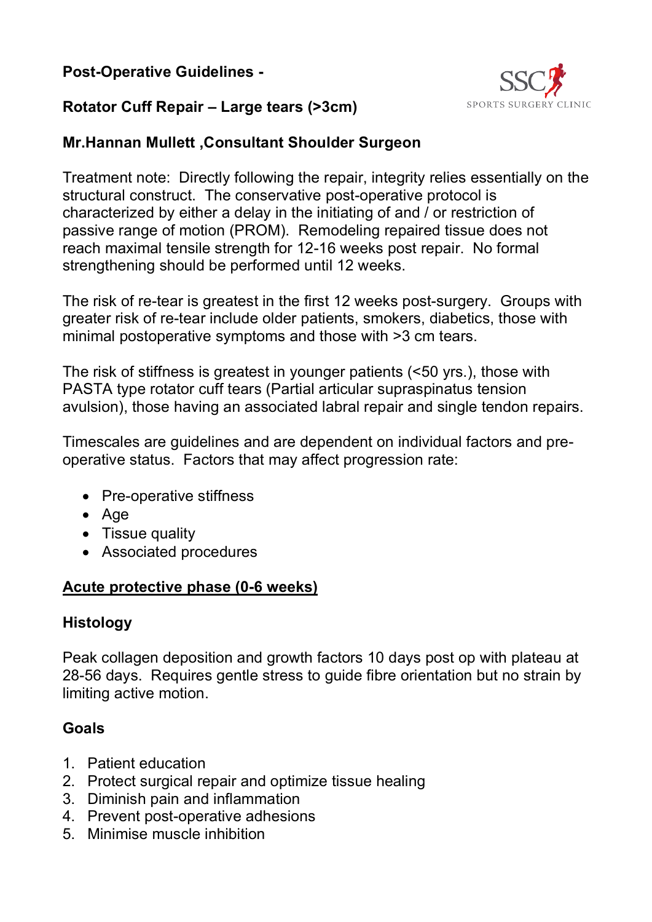# Post-Operative Guidelines -

## Rotator Cuff Repair – Large tears (>3cm)

SSC SPORTS SURGERY CLINIC

## Mr.Hannan Mullett ,Consultant Shoulder Surgeon

Treatment note: Directly following the repair, integrity relies essentially on the structural construct. The conservative post-operative protocol is characterized by either a delay in the initiating of and / or restriction of passive range of motion (PROM). Remodeling repaired tissue does not reach maximal tensile strength for 12-16 weeks post repair. No formal strengthening should be performed until 12 weeks.

The risk of re-tear is greatest in the first 12 weeks post-surgery. Groups with greater risk of re-tear include older patients, smokers, diabetics, those with minimal postoperative symptoms and those with >3 cm tears.

The risk of stiffness is greatest in younger patients (<50 yrs.), those with PASTA type rotator cuff tears (Partial articular supraspinatus tension avulsion), those having an associated labral repair and single tendon repairs.

Timescales are guidelines and are dependent on individual factors and pre-operative status. Factors that may affect progression rate:

- Pre-operative stiffness
- Age
- Tissue quality
- Associated procedures

## <u>Acute protective phase (0-6 weeks)</u>

### Histology

Peak collagen deposition and growth factors 10 days post op with plateau at 28-56 days. Requires gentle stress to guide fibre orientation but no strain by limiting active motion.

### Goals

1. Patient education
2. Protect surgical repair and optimize tissue healing
3. Diminish pain and inflammation
4. Prevent post-operative adhesions
5. Minimise muscle inhibition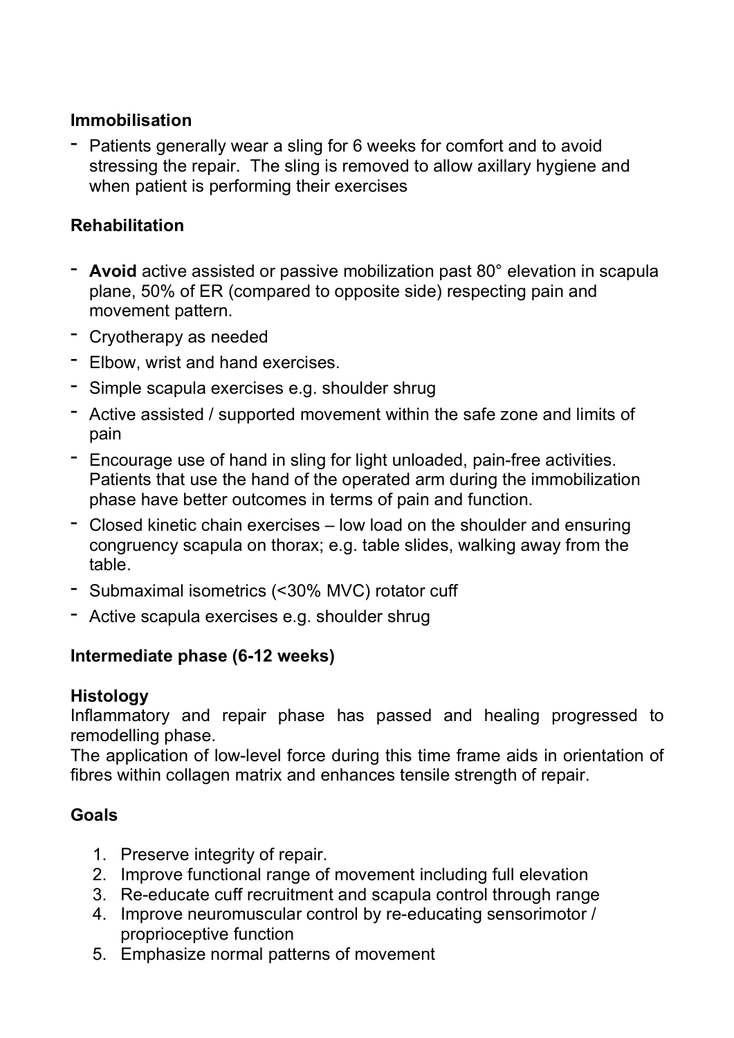**Immobilisation**

- Patients generally wear a sling for 6 weeks for comfort and to avoid stressing the repair. The sling is removed to allow axillary hygiene and when patient is performing their exercises

**Rehabilitation**

- **Avoid** active assisted or passive mobilization past 80° elevation in scapula plane, 50% of ER (compared to opposite side) respecting pain and movement pattern.
- Cryotherapy as needed
- Elbow, wrist and hand exercises.
- Simple scapula exercises e.g. shoulder shrug
- Active assisted / supported movement within the safe zone and limits of pain
- Encourage use of hand in sling for light unloaded, pain-free activities. Patients that use the hand of the operated arm during the immobilization phase have better outcomes in terms of pain and function.
- Closed kinetic chain exercises – low load on the shoulder and ensuring congruency scapula on thorax; e.g. table slides, walking away from the table.
- Submaximal isometrics (<30% MVC) rotator cuff
- Active scapula exercises e.g. shoulder shrug

**Intermediate phase (6-12 weeks)**

**Histology**

Inflammatory and repair phase has passed and healing progressed to remodelling phase.

The application of low-level force during this time frame aids in orientation of fibres within collagen matrix and enhances tensile strength of repair.

**Goals**

1. Preserve integrity of repair.
2. Improve functional range of movement including full elevation
3. Re-educate cuff recruitment and scapula control through range
4. Improve neuromuscular control by re-educating sensorimotor / proprioceptive function
5. Emphasize normal patterns of movement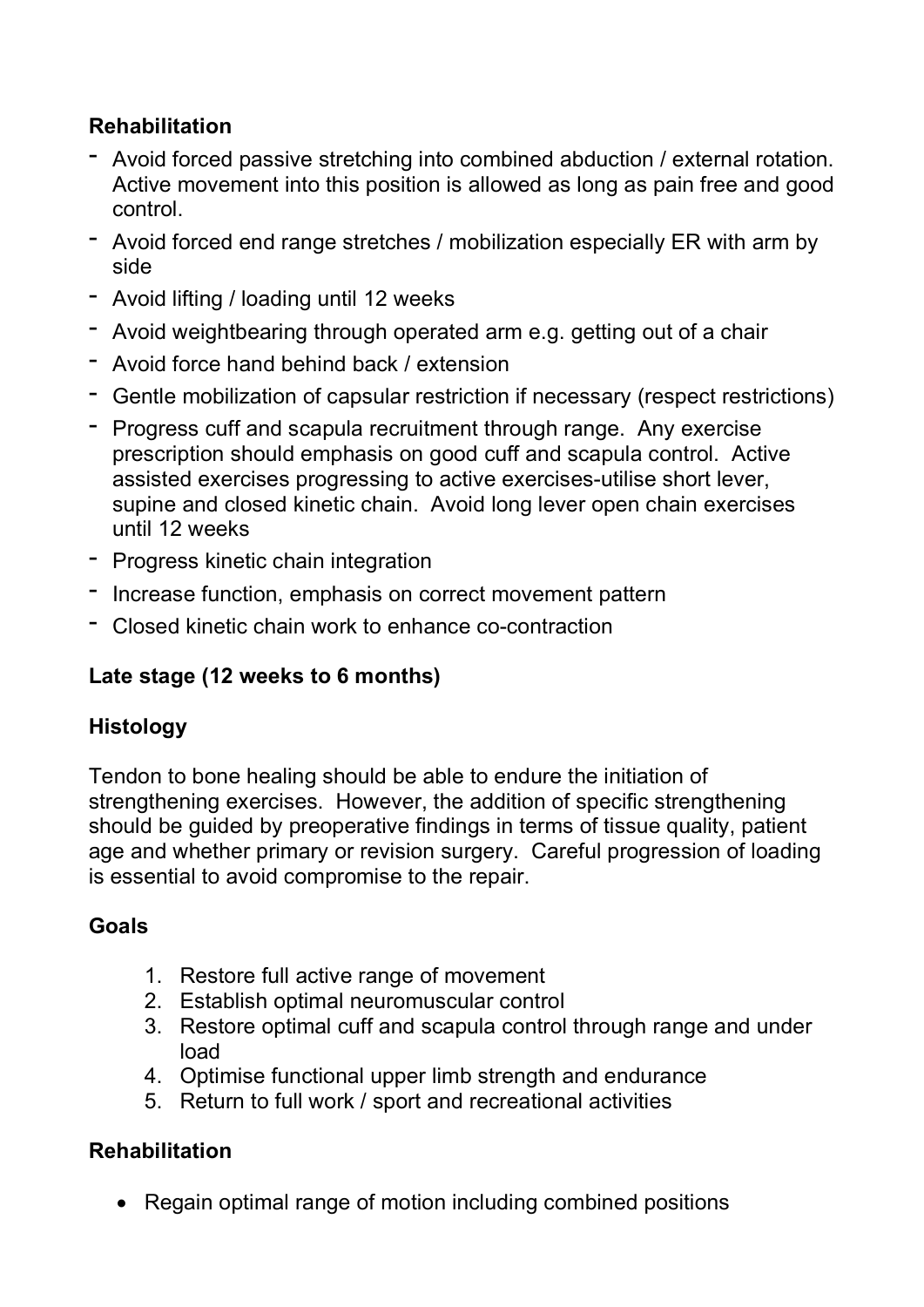**Rehabilitation**

- Avoid forced passive stretching into combined abduction / external rotation. Active movement into this position is allowed as long as pain free and good control.
- Avoid forced end range stretches / mobilization especially ER with arm by side
- Avoid lifting / loading until 12 weeks
- Avoid weightbearing through operated arm e.g. getting out of a chair
- Avoid force hand behind back / extension
- Gentle mobilization of capsular restriction if necessary (respect restrictions)
- Progress cuff and scapula recruitment through range. Any exercise prescription should emphasis on good cuff and scapula control. Active assisted exercises progressing to active exercises-utilise short lever, supine and closed kinetic chain. Avoid long lever open chain exercises until 12 weeks
- Progress kinetic chain integration
- Increase function, emphasis on correct movement pattern
- Closed kinetic chain work to enhance co-contraction

**Late stage (12 weeks to 6 months)**

**Histology**

Tendon to bone healing should be able to endure the initiation of strengthening exercises. However, the addition of specific strengthening should be guided by preoperative findings in terms of tissue quality, patient age and whether primary or revision surgery. Careful progression of loading is essential to avoid compromise to the repair.

**Goals**

1. Restore full active range of movement
2. Establish optimal neuromuscular control
3. Restore optimal cuff and scapula control through range and under load
4. Optimise functional upper limb strength and endurance
5. Return to full work / sport and recreational activities

**Rehabilitation**

- Regain optimal range of motion including combined positions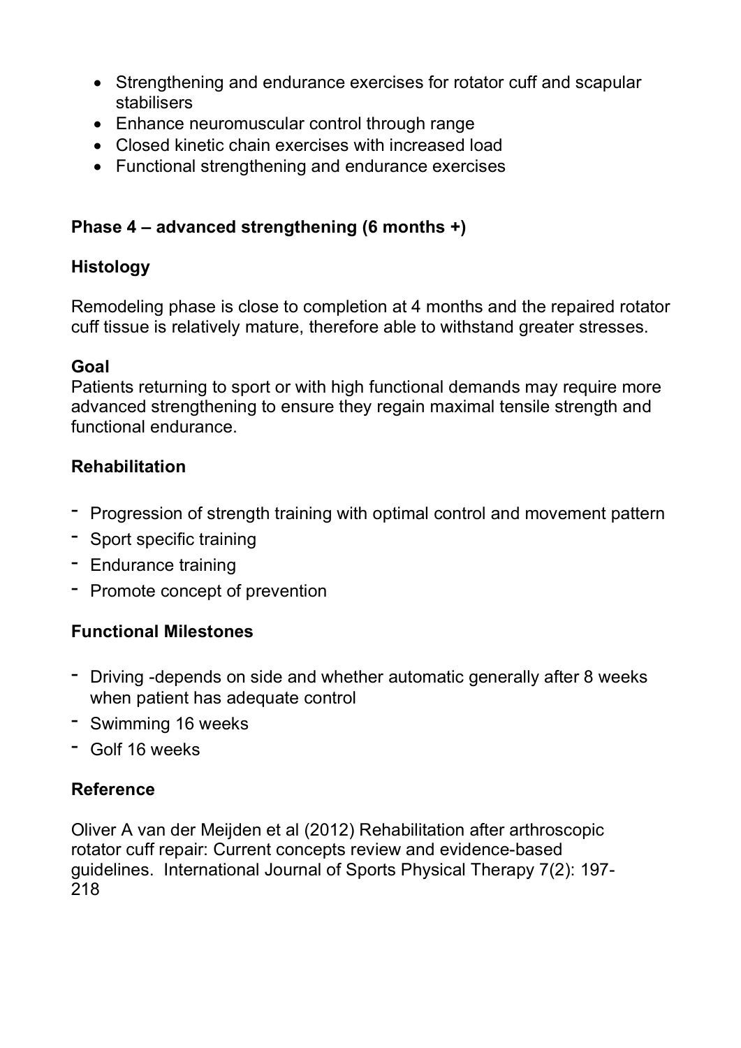- Strengthening and endurance exercises for rotator cuff and scapular stabilisers
- Enhance neuromuscular control through range
- Closed kinetic chain exercises with increased load
- Functional strengthening and endurance exercises

### Phase 4 – advanced strengthening (6 months +)

**Histology**

Remodeling phase is close to completion at 4 months and the repaired rotator cuff tissue is relatively mature, therefore able to withstand greater stresses.

**Goal**

Patients returning to sport or with high functional demands may require more advanced strengthening to ensure they regain maximal tensile strength and functional endurance.

**Rehabilitation**

- Progression of strength training with optimal control and movement pattern
- Sport specific training
- Endurance training
- Promote concept of prevention

**Functional Milestones**

- Driving -depends on side and whether automatic generally after 8 weeks when patient has adequate control
- Swimming 16 weeks
- Golf 16 weeks

**Reference**

Oliver A van der Meijden et al (2012) Rehabilitation after arthroscopic rotator cuff repair: Current concepts review and evidence-based guidelines. International Journal of Sports Physical Therapy 7(2): 197-218